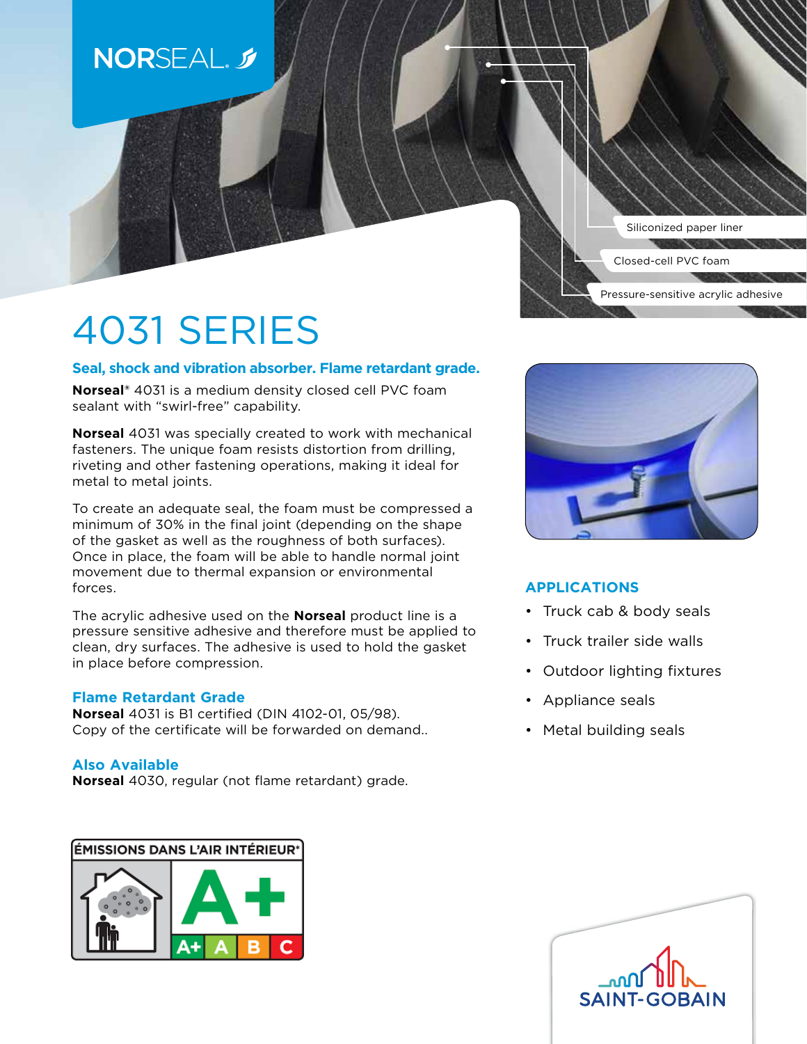NORSEAL®

Siliconized paper liner

Closed-cell PVC foam

Pressure-sensitive acrylic adhesive

# 4031 SERIES

## Seal, shock and vibration absorber. Flame retardant grade.

**Norseal**® 4031 is a medium density closed cell PVC foam sealant with "swirl-free" capability.

**Norseal** 4031 was specially created to work with mechanical fasteners. The unique foam resists distortion from drilling, riveting and other fastening operations, making it ideal for metal to metal joints.

To create an adequate seal, the foam must be compressed a minimum of 30% in the final joint (depending on the shape of the gasket as well as the roughness of both surfaces). Once in place, the foam will be able to handle normal joint movement due to thermal expansion or environmental forces.

The acrylic adhesive used on the **Norseal** product line is a pressure sensitive adhesive and therefore must be applied to clean, dry surfaces. The adhesive is used to hold the gasket in place before compression.

### Flame Retardant Grade

**Norseal** 4031 is B1 certified (DIN 4102-01, 05/98). Copy of the certificate will be forwarded on demand..

### Also Available

**Norseal** 4030, regular (not flame retardant) grade.

## APPLICATIONS

- Truck cab & body seals
- Truck trailer side walls
- Outdoor lighting fixtures
- Appliance seals
- Metal building seals

ÉMISSIONS DANS L'AIR INTÉRIEUR*

A+

A+ A B C

SAINT-GOBAIN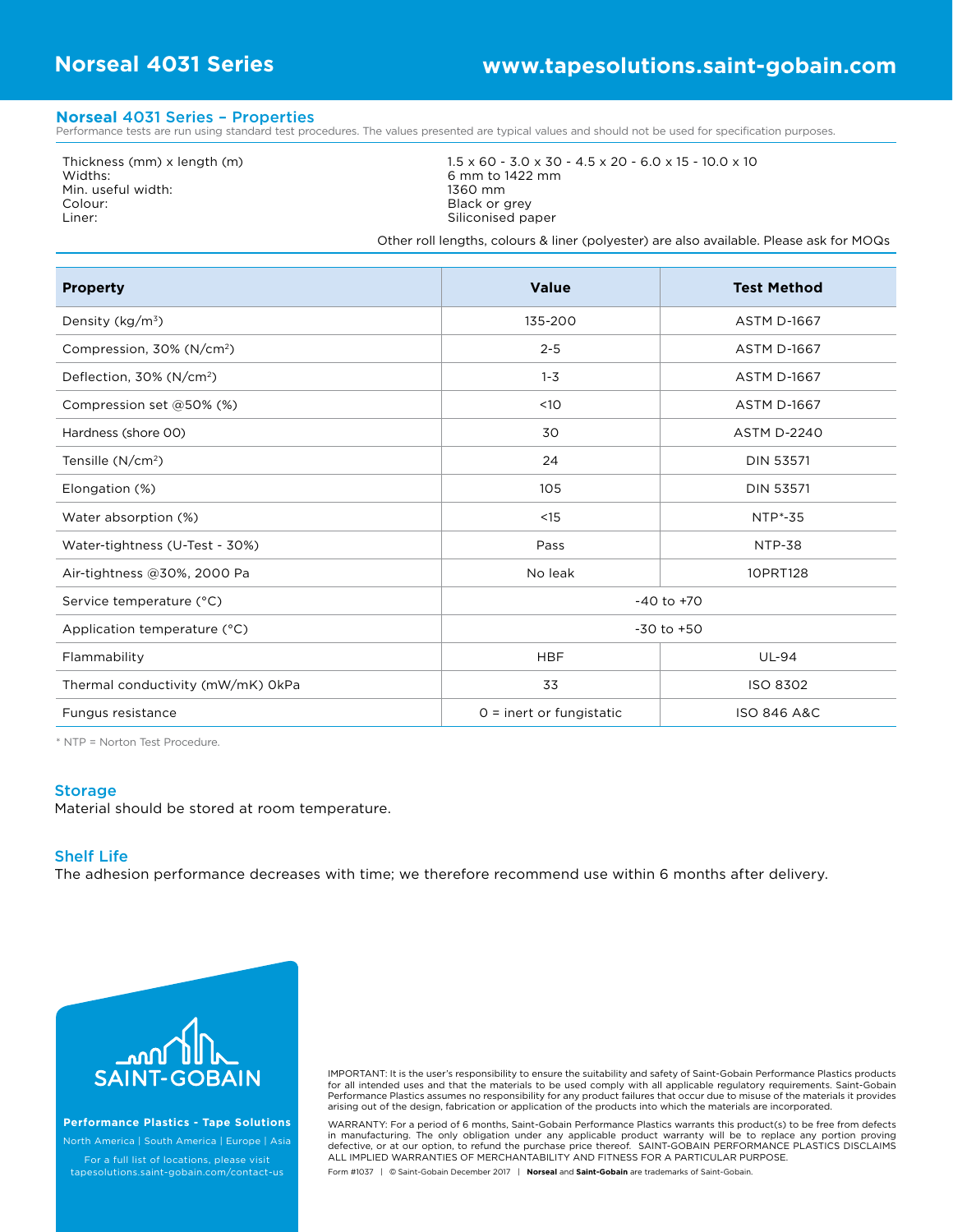## Norseal 4031 Series – Properties

Performance tests are run using standard test procedures. The values presented are typical values and should not be used for specification purposes.

| | |
|---|---|
| Thickness (mm) x length (m) | 1.5 x 60 - 3.0 x 30 - 4.5 x 20 - 6.0 x 15 - 10.0 x 10 |
| Widths: | 6 mm to 1422 mm |
| Min. useful width: | 1360 mm |
| Colour: | Black or grey |
| Liner: | Siliconised paper |

Other roll lengths, colours & liner (polyester) are also available. Please ask for MOQs

| Property | Value | Test Method |
|---|---|---|
| Density (kg/m³) | 135-200 | ASTM D-1667 |
| Compression, 30% (N/cm²) | 2-5 | ASTM D-1667 |
| Deflection, 30% (N/cm²) | 1-3 | ASTM D-1667 |
| Compression set @50% (%) | <10 | ASTM D-1667 |
| Hardness (shore 00) | 30 | ASTM D-2240 |
| Tensille (N/cm²) | 24 | DIN 53571 |
| Elongation (%) | 105 | DIN 53571 |
| Water absorption (%) | <15 | NTP*-35 |
| Water-tightness (U-Test - 30%) | Pass | NTP-38 |
| Air-tightness @30%, 2000 Pa | No leak | 10PRT128 |
| Service temperature (°C) | -40 to +70 | |
| Application temperature (°C) | -30 to +50 | |
| Flammability | HBF | UL-94 |
| Thermal conductivity (mW/mK) 0kPa | 33 | ISO 8302 |
| Fungus resistance | 0 = inert or fungistatic | ISO 846 A&C |

\* NTP = Norton Test Procedure.

### Storage

Material should be stored at room temperature.

### Shelf Life

The adhesion performance decreases with time; we therefore recommend use within 6 months after delivery.

SAINT-GOBAIN

**Performance Plastics - Tape Solutions**

North America | South America | Europe | Asia

For a full list of locations, please visit tapesolutions.saint-gobain.com/contact-us

IMPORTANT: It is the user's responsibility to ensure the suitability and safety of Saint-Gobain Performance Plastics products for all intended uses and that the materials to be used comply with all applicable regulatory requirements. Saint-Gobain Performance Plastics assumes no responsibility for any product failures that occur due to misuse of the materials it provides arising out of the design, fabrication or application of the products into which the materials are incorporated.

WARRANTY: For a period of 6 months, Saint-Gobain Performance Plastics warrants this product(s) to be free from defects in manufacturing. The only obligation under any applicable product warranty will be to replace any portion proving defective, or at our option, to refund the purchase price thereof. SAINT-GOBAIN PERFORMANCE PLASTICS DISCLAIMS ALL IMPLIED WARRANTIES OF MERCHANTABILITY AND FITNESS FOR A PARTICULAR PURPOSE.

Form #1037 | © Saint-Gobain December 2017 | **Norseal** and **Saint-Gobain** are trademarks of Saint-Gobain.